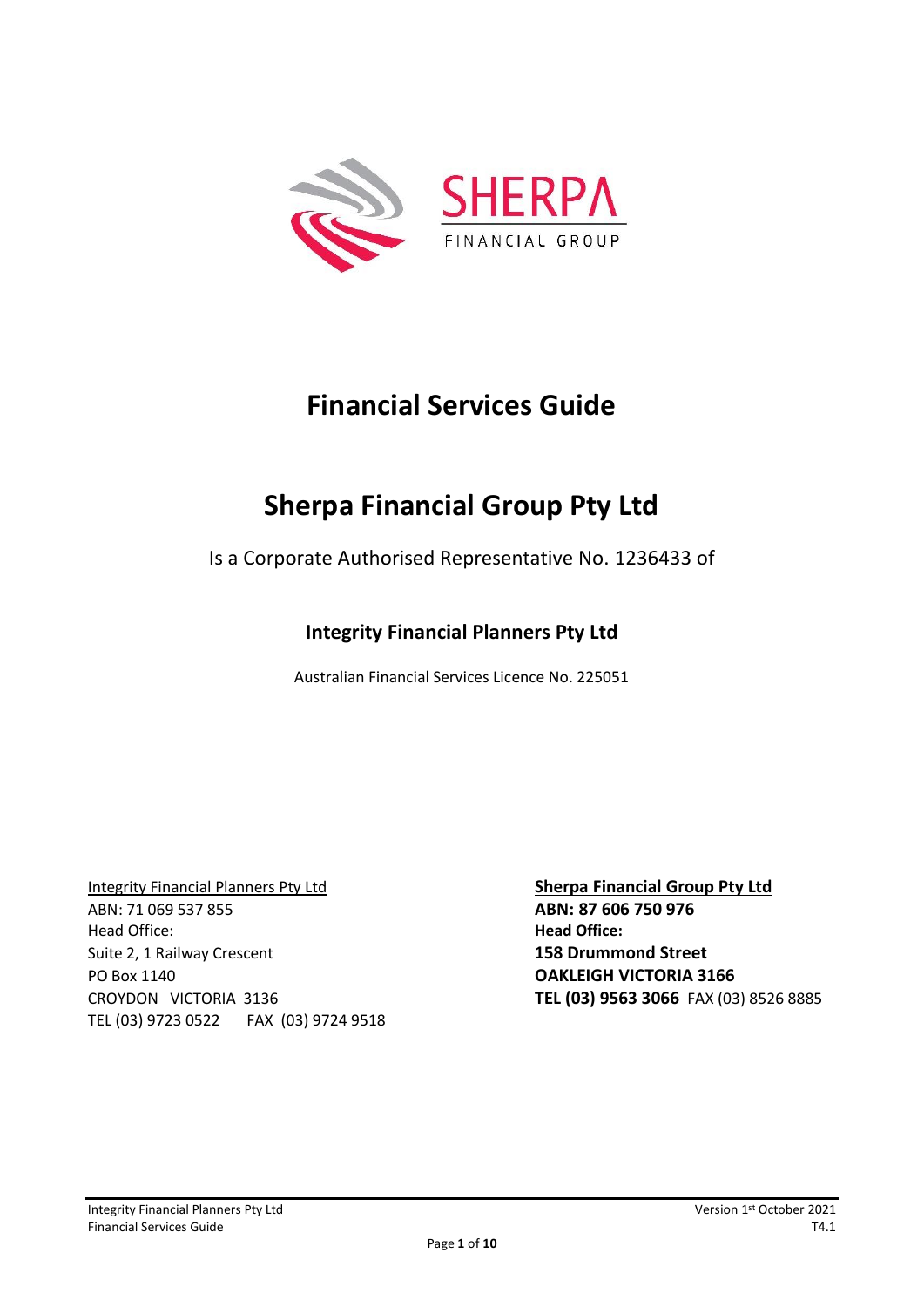SHERPA
FINANCIAL GROUP

# Financial Services Guide

# Sherpa Financial Group Pty Ltd

Is a Corporate Authorised Representative No. 1236433 of

## Integrity Financial Planners Pty Ltd

Australian Financial Services Licence No. 225051

Integrity Financial Planners Pty Ltd
ABN: 71 069 537 855
Head Office:
Suite 2, 1 Railway Crescent
PO Box 1140
CROYDON VICTORIA 3136
TEL (03) 9723 0522 FAX (03) 9724 9518

**Sherpa Financial Group Pty Ltd**
**ABN: 87 606 750 976**
**Head Office:**
**158 Drummond Street**
**OAKLEIGH VICTORIA 3166**
**TEL (03) 9563 3066** FAX (03) 8526 8885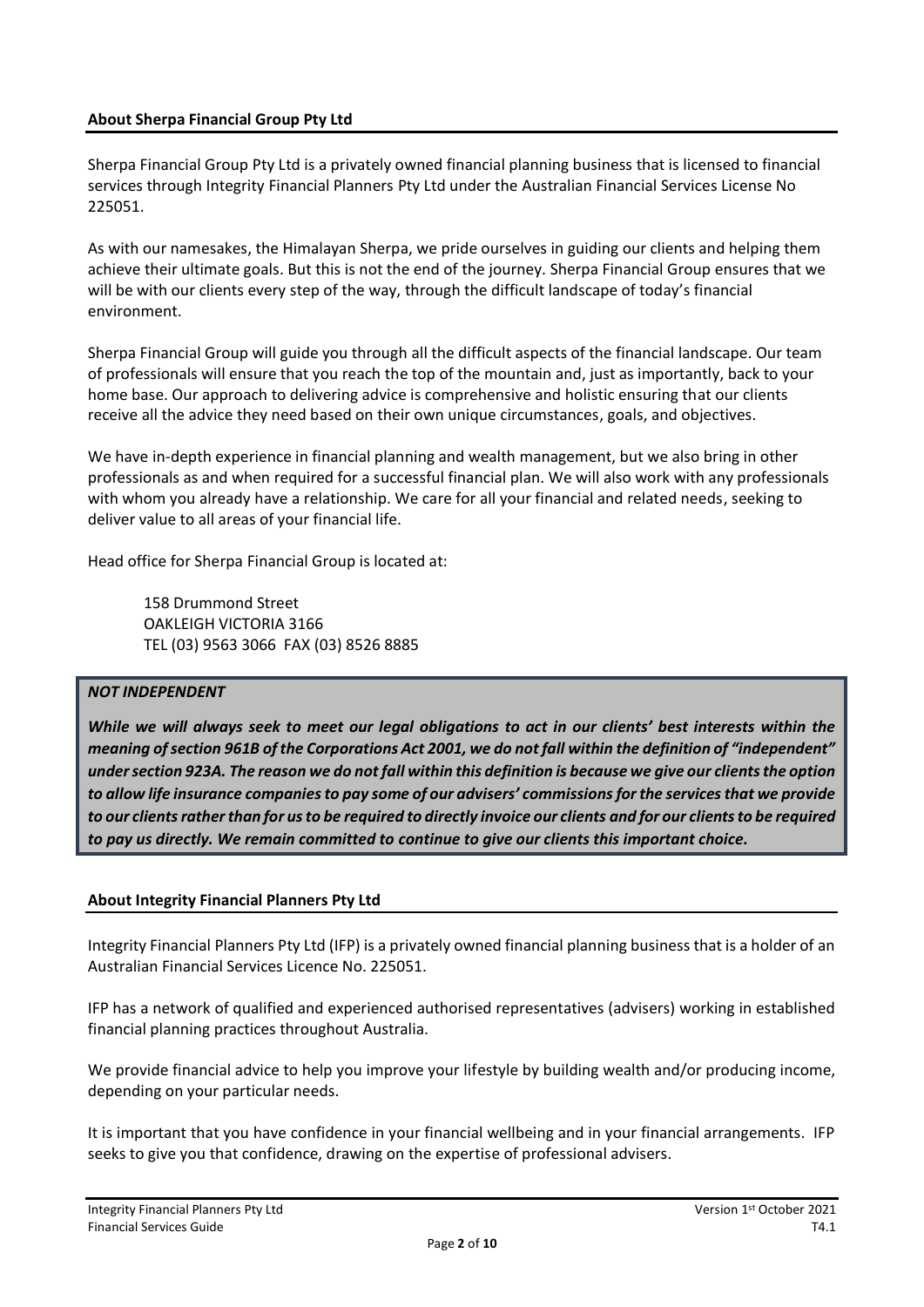## About Sherpa Financial Group Pty Ltd

Sherpa Financial Group Pty Ltd is a privately owned financial planning business that is licensed to financial services through Integrity Financial Planners Pty Ltd under the Australian Financial Services License No 225051.

As with our namesakes, the Himalayan Sherpa, we pride ourselves in guiding our clients and helping them achieve their ultimate goals. But this is not the end of the journey. Sherpa Financial Group ensures that we will be with our clients every step of the way, through the difficult landscape of today's financial environment.

Sherpa Financial Group will guide you through all the difficult aspects of the financial landscape. Our team of professionals will ensure that you reach the top of the mountain and, just as importantly, back to your home base. Our approach to delivering advice is comprehensive and holistic ensuring that our clients receive all the advice they need based on their own unique circumstances, goals, and objectives.

We have in-depth experience in financial planning and wealth management, but we also bring in other professionals as and when required for a successful financial plan. We will also work with any professionals with whom you already have a relationship. We care for all your financial and related needs, seeking to deliver value to all areas of your financial life.

Head office for Sherpa Financial Group is located at:

158 Drummond Street
OAKLEIGH VICTORIA 3166
TEL (03) 9563 3066 FAX (03) 8526 8885

***NOT INDEPENDENT***

***While we will always seek to meet our legal obligations to act in our clients' best interests within the meaning of section 961B of the Corporations Act 2001, we do not fall within the definition of "independent" under section 923A. The reason we do not fall within this definition is because we give our clients the option to allow life insurance companies to pay some of our advisers' commissions for the services that we provide to our clients rather than for us to be required to directly invoice our clients and for our clients to be required to pay us directly. We remain committed to continue to give our clients this important choice.***

## About Integrity Financial Planners Pty Ltd

Integrity Financial Planners Pty Ltd (IFP) is a privately owned financial planning business that is a holder of an Australian Financial Services Licence No. 225051.

IFP has a network of qualified and experienced authorised representatives (advisers) working in established financial planning practices throughout Australia.

We provide financial advice to help you improve your lifestyle by building wealth and/or producing income, depending on your particular needs.

It is important that you have confidence in your financial wellbeing and in your financial arrangements. IFP seeks to give you that confidence, drawing on the expertise of professional advisers.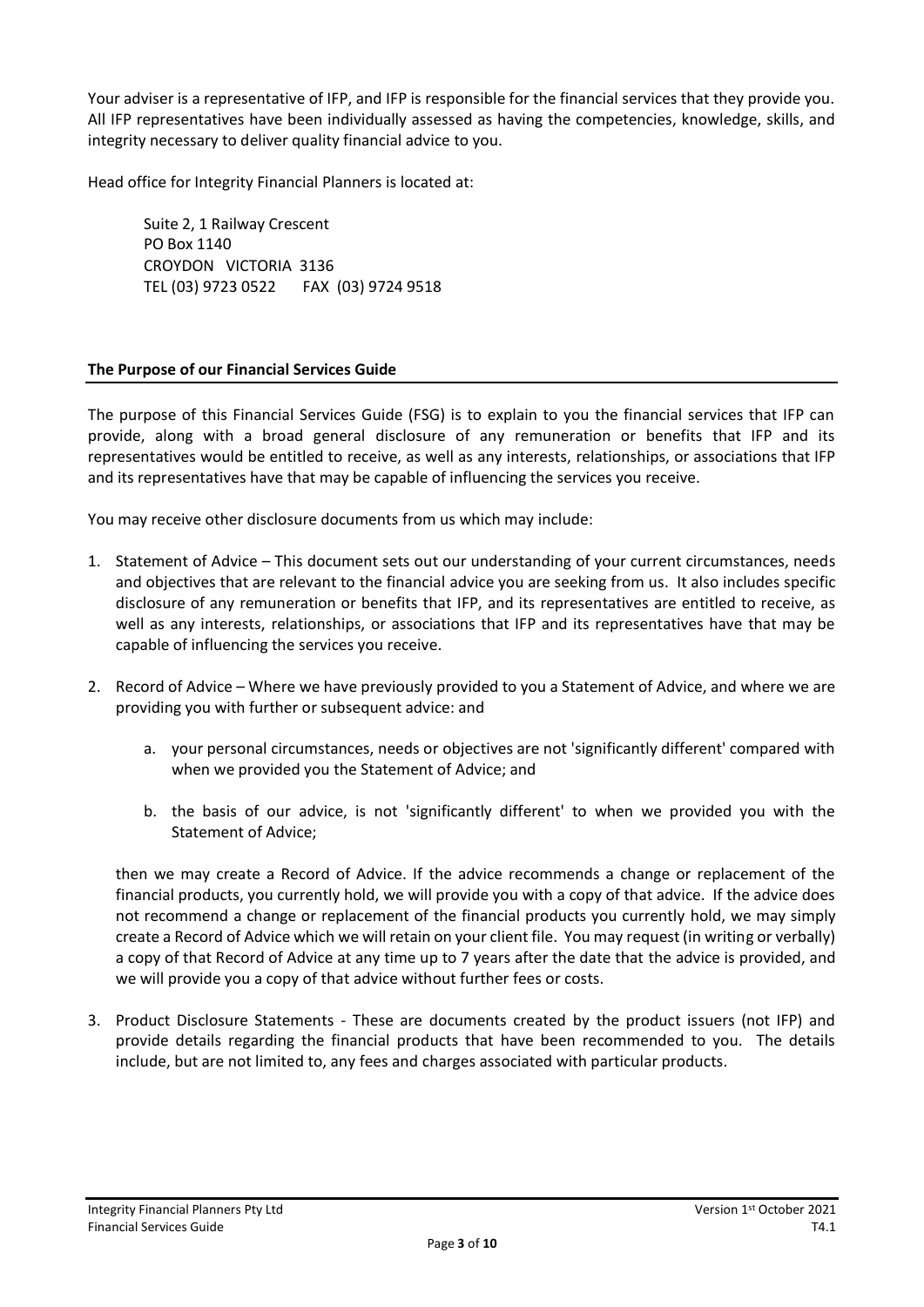Your adviser is a representative of IFP, and IFP is responsible for the financial services that they provide you. All IFP representatives have been individually assessed as having the competencies, knowledge, skills, and integrity necessary to deliver quality financial advice to you.

Head office for Integrity Financial Planners is located at:

Suite 2, 1 Railway Crescent
PO Box 1140
CROYDON VICTORIA 3136
TEL (03) 9723 0522 FAX (03) 9724 9518

## The Purpose of our Financial Services Guide

The purpose of this Financial Services Guide (FSG) is to explain to you the financial services that IFP can provide, along with a broad general disclosure of any remuneration or benefits that IFP and its representatives would be entitled to receive, as well as any interests, relationships, or associations that IFP and its representatives have that may be capable of influencing the services you receive.

You may receive other disclosure documents from us which may include:

1. Statement of Advice – This document sets out our understanding of your current circumstances, needs and objectives that are relevant to the financial advice you are seeking from us. It also includes specific disclosure of any remuneration or benefits that IFP, and its representatives are entitled to receive, as well as any interests, relationships, or associations that IFP and its representatives have that may be capable of influencing the services you receive.

2. Record of Advice – Where we have previously provided to you a Statement of Advice, and where we are providing you with further or subsequent advice: and

   a. your personal circumstances, needs or objectives are not 'significantly different' compared with when we provided you the Statement of Advice; and

   b. the basis of our advice, is not 'significantly different' to when we provided you with the Statement of Advice;

   then we may create a Record of Advice. If the advice recommends a change or replacement of the financial products, you currently hold, we will provide you with a copy of that advice. If the advice does not recommend a change or replacement of the financial products you currently hold, we may simply create a Record of Advice which we will retain on your client file. You may request (in writing or verbally) a copy of that Record of Advice at any time up to 7 years after the date that the advice is provided, and we will provide you a copy of that advice without further fees or costs.

3. Product Disclosure Statements - These are documents created by the product issuers (not IFP) and provide details regarding the financial products that have been recommended to you. The details include, but are not limited to, any fees and charges associated with particular products.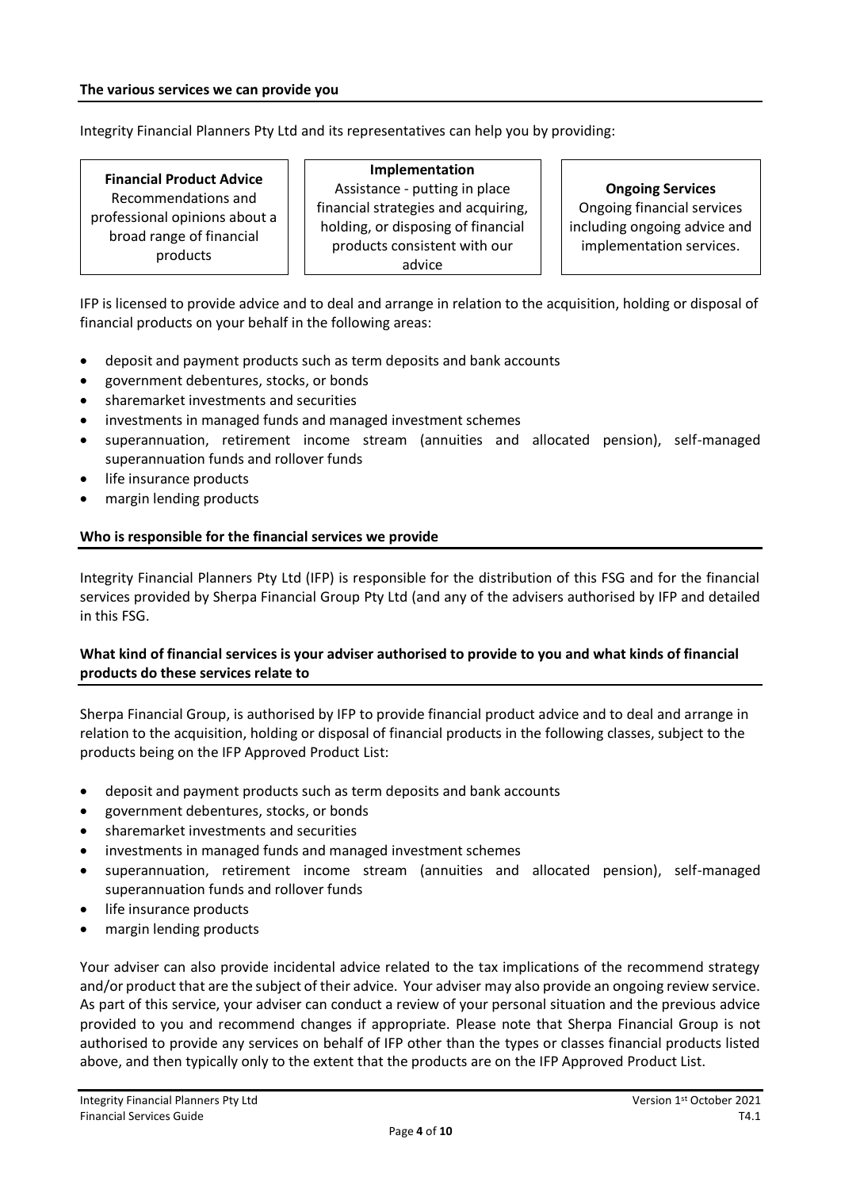## The various services we can provide you

Integrity Financial Planners Pty Ltd and its representatives can help you by providing:

| **Financial Product Advice** | **Implementation** | **Ongoing Services** |
| --- | --- | --- |
| Recommendations and professional opinions about a broad range of financial products | Assistance - putting in place financial strategies and acquiring, holding, or disposing of financial products consistent with our advice | Ongoing financial services including ongoing advice and implementation services. |

IFP is licensed to provide advice and to deal and arrange in relation to the acquisition, holding or disposal of financial products on your behalf in the following areas:

- deposit and payment products such as term deposits and bank accounts
- government debentures, stocks, or bonds
- sharemarket investments and securities
- investments in managed funds and managed investment schemes
- superannuation, retirement income stream (annuities and allocated pension), self-managed superannuation funds and rollover funds
- life insurance products
- margin lending products

## Who is responsible for the financial services we provide

Integrity Financial Planners Pty Ltd (IFP) is responsible for the distribution of this FSG and for the financial services provided by Sherpa Financial Group Pty Ltd (and any of the advisers authorised by IFP and detailed in this FSG.

## What kind of financial services is your adviser authorised to provide to you and what kinds of financial products do these services relate to

Sherpa Financial Group, is authorised by IFP to provide financial product advice and to deal and arrange in relation to the acquisition, holding or disposal of financial products in the following classes, subject to the products being on the IFP Approved Product List:

- deposit and payment products such as term deposits and bank accounts
- government debentures, stocks, or bonds
- sharemarket investments and securities
- investments in managed funds and managed investment schemes
- superannuation, retirement income stream (annuities and allocated pension), self-managed superannuation funds and rollover funds
- life insurance products
- margin lending products

Your adviser can also provide incidental advice related to the tax implications of the recommend strategy and/or product that are the subject of their advice. Your adviser may also provide an ongoing review service. As part of this service, your adviser can conduct a review of your personal situation and the previous advice provided to you and recommend changes if appropriate. Please note that Sherpa Financial Group is not authorised to provide any services on behalf of IFP other than the types or classes financial products listed above, and then typically only to the extent that the products are on the IFP Approved Product List.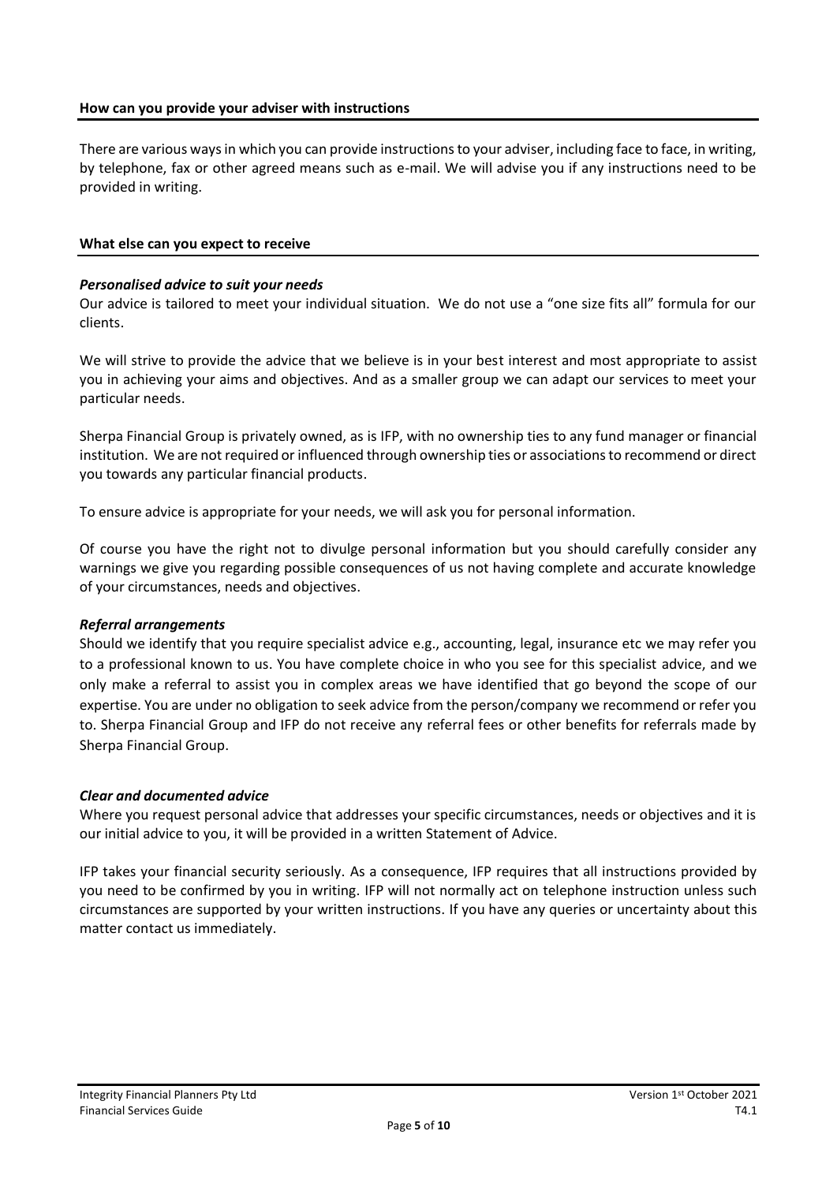## How can you provide your adviser with instructions

There are various ways in which you can provide instructions to your adviser, including face to face, in writing, by telephone, fax or other agreed means such as e-mail. We will advise you if any instructions need to be provided in writing.

## What else can you expect to receive

***Personalised advice to suit your needs***

Our advice is tailored to meet your individual situation. We do not use a "one size fits all" formula for our clients.

We will strive to provide the advice that we believe is in your best interest and most appropriate to assist you in achieving your aims and objectives. And as a smaller group we can adapt our services to meet your particular needs.

Sherpa Financial Group is privately owned, as is IFP, with no ownership ties to any fund manager or financial institution. We are not required or influenced through ownership ties or associations to recommend or direct you towards any particular financial products.

To ensure advice is appropriate for your needs, we will ask you for personal information.

Of course you have the right not to divulge personal information but you should carefully consider any warnings we give you regarding possible consequences of us not having complete and accurate knowledge of your circumstances, needs and objectives.

***Referral arrangements***

Should we identify that you require specialist advice e.g., accounting, legal, insurance etc we may refer you to a professional known to us. You have complete choice in who you see for this specialist advice, and we only make a referral to assist you in complex areas we have identified that go beyond the scope of our expertise. You are under no obligation to seek advice from the person/company we recommend or refer you to. Sherpa Financial Group and IFP do not receive any referral fees or other benefits for referrals made by Sherpa Financial Group.

***Clear and documented advice***

Where you request personal advice that addresses your specific circumstances, needs or objectives and it is our initial advice to you, it will be provided in a written Statement of Advice.

IFP takes your financial security seriously. As a consequence, IFP requires that all instructions provided by you need to be confirmed by you in writing. IFP will not normally act on telephone instruction unless such circumstances are supported by your written instructions. If you have any queries or uncertainty about this matter contact us immediately.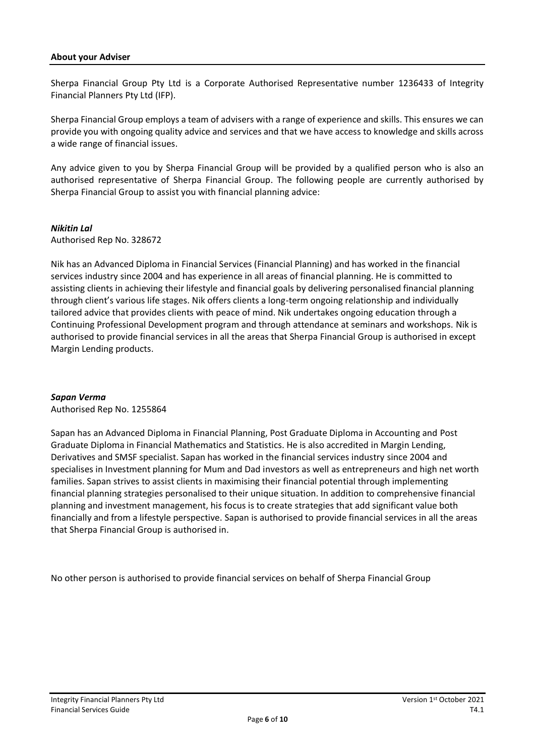## About your Adviser

Sherpa Financial Group Pty Ltd is a Corporate Authorised Representative number 1236433 of Integrity Financial Planners Pty Ltd (IFP).

Sherpa Financial Group employs a team of advisers with a range of experience and skills. This ensures we can provide you with ongoing quality advice and services and that we have access to knowledge and skills across a wide range of financial issues.

Any advice given to you by Sherpa Financial Group will be provided by a qualified person who is also an authorised representative of Sherpa Financial Group. The following people are currently authorised by Sherpa Financial Group to assist you with financial planning advice:

***Nikitin Lal***
Authorised Rep No. 328672

Nik has an Advanced Diploma in Financial Services (Financial Planning) and has worked in the financial services industry since 2004 and has experience in all areas of financial planning. He is committed to assisting clients in achieving their lifestyle and financial goals by delivering personalised financial planning through client's various life stages. Nik offers clients a long-term ongoing relationship and individually tailored advice that provides clients with peace of mind. Nik undertakes ongoing education through a Continuing Professional Development program and through attendance at seminars and workshops. Nik is authorised to provide financial services in all the areas that Sherpa Financial Group is authorised in except Margin Lending products.

***Sapan Verma***
Authorised Rep No. 1255864

Sapan has an Advanced Diploma in Financial Planning, Post Graduate Diploma in Accounting and Post Graduate Diploma in Financial Mathematics and Statistics. He is also accredited in Margin Lending, Derivatives and SMSF specialist. Sapan has worked in the financial services industry since 2004 and specialises in Investment planning for Mum and Dad investors as well as entrepreneurs and high net worth families. Sapan strives to assist clients in maximising their financial potential through implementing financial planning strategies personalised to their unique situation. In addition to comprehensive financial planning and investment management, his focus is to create strategies that add significant value both financially and from a lifestyle perspective. Sapan is authorised to provide financial services in all the areas that Sherpa Financial Group is authorised in.

No other person is authorised to provide financial services on behalf of Sherpa Financial Group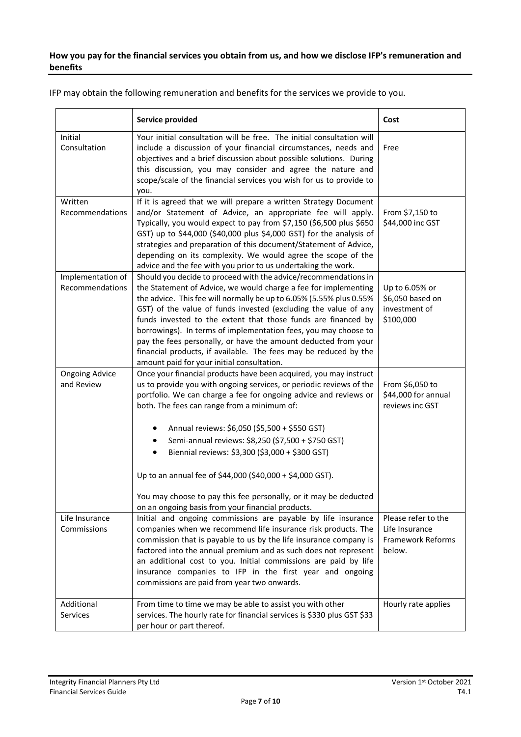**How you pay for the financial services you obtain from us, and how we disclose IFP's remuneration and benefits**

IFP may obtain the following remuneration and benefits for the services we provide to you.

| | **Service provided** | **Cost** |
|---|---|---|
| Initial Consultation | Your initial consultation will be free. The initial consultation will include a discussion of your financial circumstances, needs and objectives and a brief discussion about possible solutions. During this discussion, you may consider and agree the nature and scope/scale of the financial services you wish for us to provide to you. | Free |
| Written Recommendations | If it is agreed that we will prepare a written Strategy Document and/or Statement of Advice, an appropriate fee will apply. Typically, you would expect to pay from $7,150 ($6,500 plus $650 GST) up to $44,000 ($40,000 plus $4,000 GST) for the analysis of strategies and preparation of this document/Statement of Advice, depending on its complexity. We would agree the scope of the advice and the fee with you prior to us undertaking the work. | From $7,150 to $44,000 inc GST |
| Implementation of Recommendations | Should you decide to proceed with the advice/recommendations in the Statement of Advice, we would charge a fee for implementing the advice. This fee will normally be up to 6.05% (5.55% plus 0.55% GST) of the value of funds invested (excluding the value of any funds invested to the extent that those funds are financed by borrowings). In terms of implementation fees, you may choose to pay the fees personally, or have the amount deducted from your financial products, if available. The fees may be reduced by the amount paid for your initial consultation. | Up to 6.05% or $6,050 based on investment of $100,000 |
| Ongoing Advice and Review | Once your financial products have been acquired, you may instruct us to provide you with ongoing services, or periodic reviews of the portfolio. We can charge a fee for ongoing advice and reviews or both. The fees can range from a minimum of:<br><br>• Annual reviews: $6,050 ($5,500 + $550 GST)<br>• Semi-annual reviews: $8,250 ($7,500 + $750 GST)<br>• Biennial reviews: $3,300 ($3,000 + $300 GST)<br><br>Up to an annual fee of $44,000 ($40,000 + $4,000 GST).<br><br>You may choose to pay this fee personally, or it may be deducted on an ongoing basis from your financial products. | From $6,050 to $44,000 for annual reviews inc GST |
| Life Insurance Commissions | Initial and ongoing commissions are payable by life insurance companies when we recommend life insurance risk products. The commission that is payable to us by the life insurance company is factored into the annual premium and as such does not represent an additional cost to you. Initial commissions are paid by life insurance companies to IFP in the first year and ongoing commissions are paid from year two onwards. | Please refer to the Life Insurance Framework Reforms below. |
| Additional Services | From time to time we may be able to assist you with other services. The hourly rate for financial services is $330 plus GST $33 per hour or part thereof. | Hourly rate applies |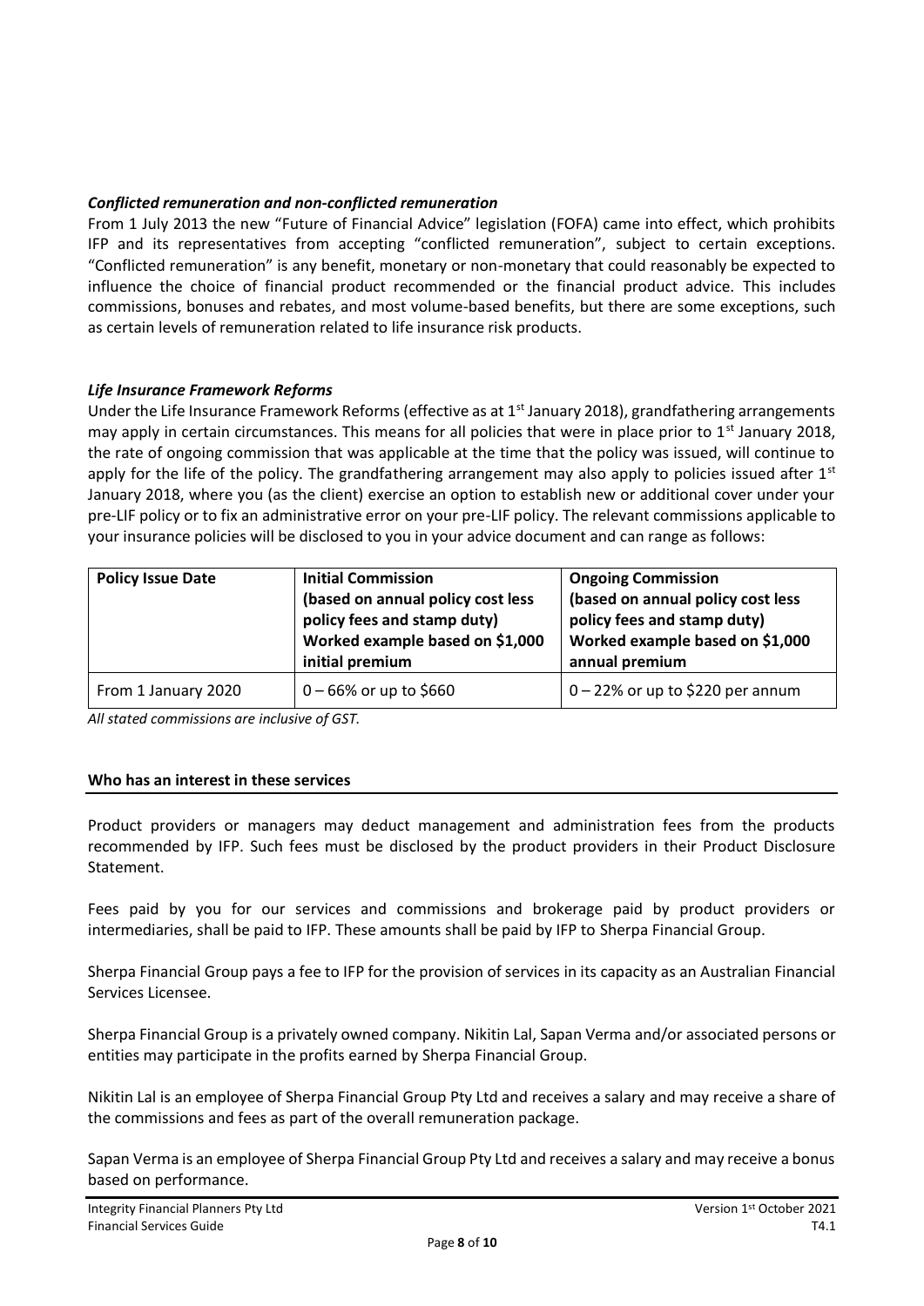***Conflicted remuneration and non-conflicted remuneration***

From 1 July 2013 the new "Future of Financial Advice" legislation (FOFA) came into effect, which prohibits IFP and its representatives from accepting "conflicted remuneration", subject to certain exceptions. "Conflicted remuneration" is any benefit, monetary or non-monetary that could reasonably be expected to influence the choice of financial product recommended or the financial product advice. This includes commissions, bonuses and rebates, and most volume-based benefits, but there are some exceptions, such as certain levels of remuneration related to life insurance risk products.

***Life Insurance Framework Reforms***

Under the Life Insurance Framework Reforms (effective as at 1st January 2018), grandfathering arrangements may apply in certain circumstances. This means for all policies that were in place prior to 1st January 2018, the rate of ongoing commission that was applicable at the time that the policy was issued, will continue to apply for the life of the policy. The grandfathering arrangement may also apply to policies issued after 1st January 2018, where you (as the client) exercise an option to establish new or additional cover under your pre-LIF policy or to fix an administrative error on your pre-LIF policy. The relevant commissions applicable to your insurance policies will be disclosed to you in your advice document and can range as follows:

| **Policy Issue Date** | **Initial Commission (based on annual policy cost less policy fees and stamp duty) Worked example based on $1,000 initial premium** | **Ongoing Commission (based on annual policy cost less policy fees and stamp duty) Worked example based on $1,000 annual premium** |
| --- | --- | --- |
| From 1 January 2020 | 0 – 66% or up to $660 | 0 – 22% or up to $220 per annum |

*All stated commissions are inclusive of GST.*

**Who has an interest in these services**

Product providers or managers may deduct management and administration fees from the products recommended by IFP. Such fees must be disclosed by the product providers in their Product Disclosure Statement.

Fees paid by you for our services and commissions and brokerage paid by product providers or intermediaries, shall be paid to IFP. These amounts shall be paid by IFP to Sherpa Financial Group.

Sherpa Financial Group pays a fee to IFP for the provision of services in its capacity as an Australian Financial Services Licensee.

Sherpa Financial Group is a privately owned company. Nikitin Lal, Sapan Verma and/or associated persons or entities may participate in the profits earned by Sherpa Financial Group.

Nikitin Lal is an employee of Sherpa Financial Group Pty Ltd and receives a salary and may receive a share of the commissions and fees as part of the overall remuneration package.

Sapan Verma is an employee of Sherpa Financial Group Pty Ltd and receives a salary and may receive a bonus based on performance.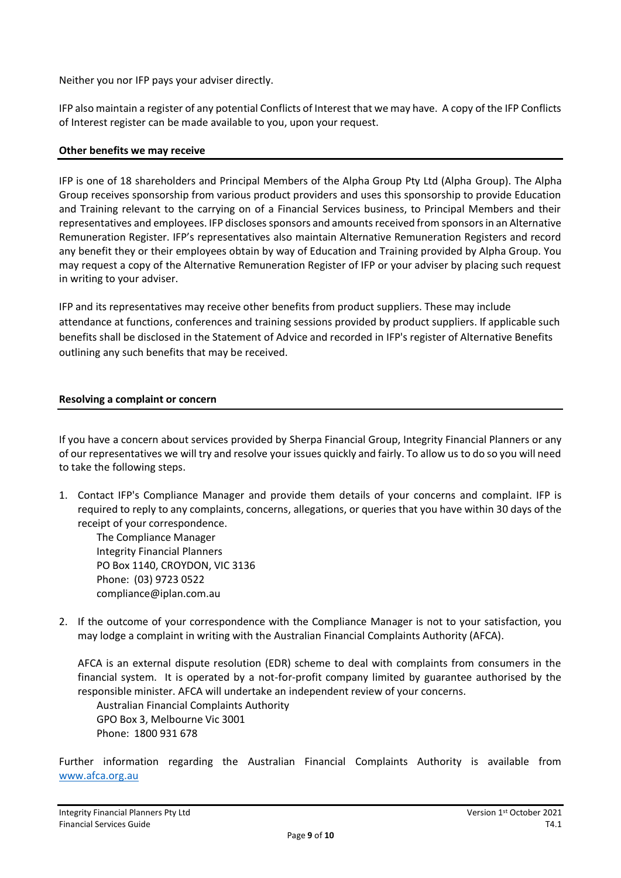Neither you nor IFP pays your adviser directly.

IFP also maintain a register of any potential Conflicts of Interest that we may have. A copy of the IFP Conflicts of Interest register can be made available to you, upon your request.

## Other benefits we may receive

IFP is one of 18 shareholders and Principal Members of the Alpha Group Pty Ltd (Alpha Group). The Alpha Group receives sponsorship from various product providers and uses this sponsorship to provide Education and Training relevant to the carrying on of a Financial Services business, to Principal Members and their representatives and employees. IFP discloses sponsors and amounts received from sponsors in an Alternative Remuneration Register. IFP's representatives also maintain Alternative Remuneration Registers and record any benefit they or their employees obtain by way of Education and Training provided by Alpha Group. You may request a copy of the Alternative Remuneration Register of IFP or your adviser by placing such request in writing to your adviser.

IFP and its representatives may receive other benefits from product suppliers. These may include attendance at functions, conferences and training sessions provided by product suppliers. If applicable such benefits shall be disclosed in the Statement of Advice and recorded in IFP's register of Alternative Benefits outlining any such benefits that may be received.

## Resolving a complaint or concern

If you have a concern about services provided by Sherpa Financial Group, Integrity Financial Planners or any of our representatives we will try and resolve your issues quickly and fairly. To allow us to do so you will need to take the following steps.

1. Contact IFP's Compliance Manager and provide them details of your concerns and complaint. IFP is required to reply to any complaints, concerns, allegations, or queries that you have within 30 days of the receipt of your correspondence.

   The Compliance Manager
   Integrity Financial Planners
   PO Box 1140, CROYDON, VIC 3136
   Phone: (03) 9723 0522
   compliance@iplan.com.au

2. If the outcome of your correspondence with the Compliance Manager is not to your satisfaction, you may lodge a complaint in writing with the Australian Financial Complaints Authority (AFCA).

   AFCA is an external dispute resolution (EDR) scheme to deal with complaints from consumers in the financial system. It is operated by a not-for-profit company limited by guarantee authorised by the responsible minister. AFCA will undertake an independent review of your concerns.

   Australian Financial Complaints Authority
   GPO Box 3, Melbourne Vic 3001
   Phone: 1800 931 678

Further information regarding the Australian Financial Complaints Authority is available from [www.afca.org.au](http://www.afca.org.au)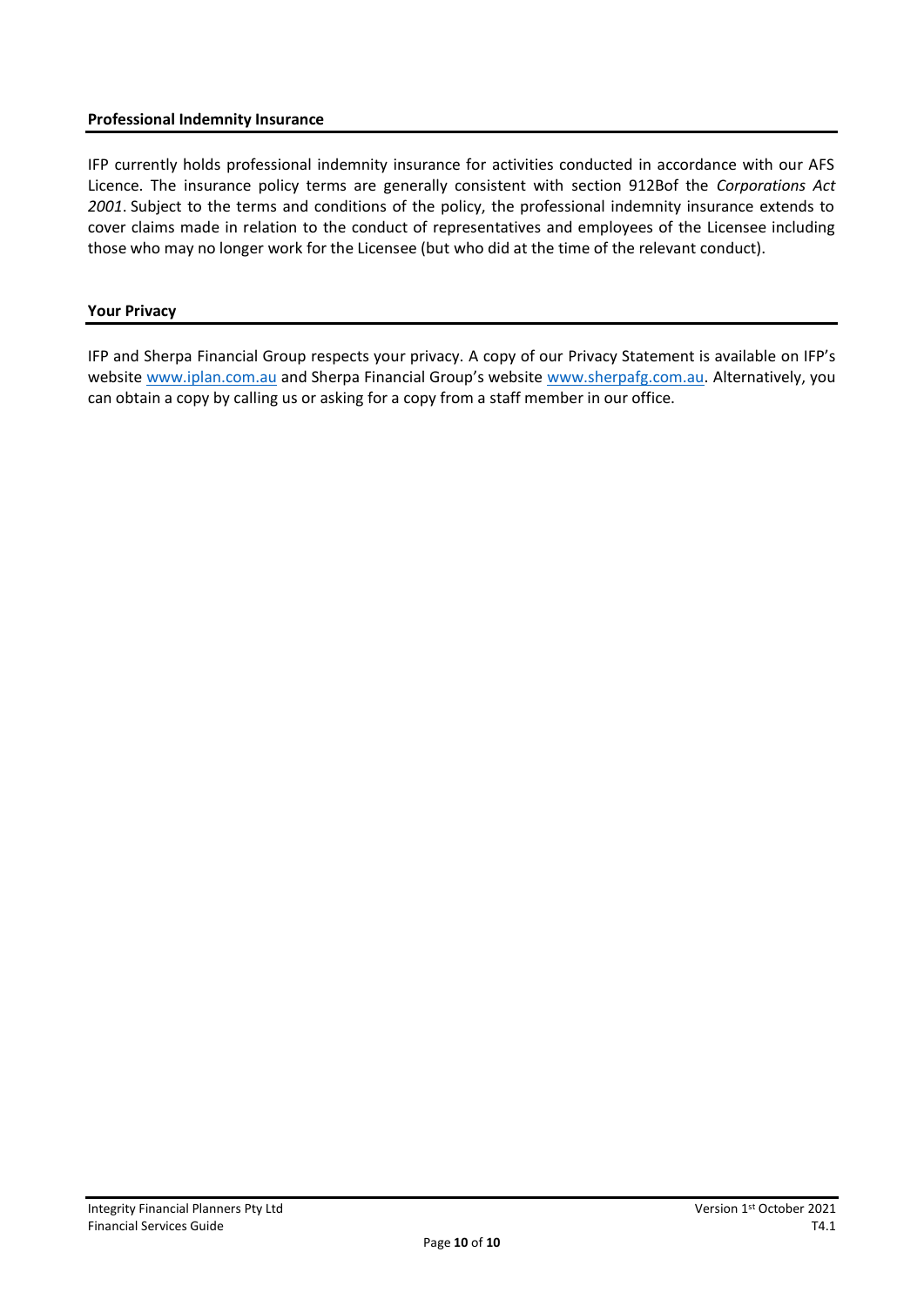## Professional Indemnity Insurance

IFP currently holds professional indemnity insurance for activities conducted in accordance with our AFS Licence. The insurance policy terms are generally consistent with section 912Bof the *Corporations Act 2001*. Subject to the terms and conditions of the policy, the professional indemnity insurance extends to cover claims made in relation to the conduct of representatives and employees of the Licensee including those who may no longer work for the Licensee (but who did at the time of the relevant conduct).

## Your Privacy

IFP and Sherpa Financial Group respects your privacy. A copy of our Privacy Statement is available on IFP's website www.iplan.com.au and Sherpa Financial Group's website www.sherpafg.com.au. Alternatively, you can obtain a copy by calling us or asking for a copy from a staff member in our office.